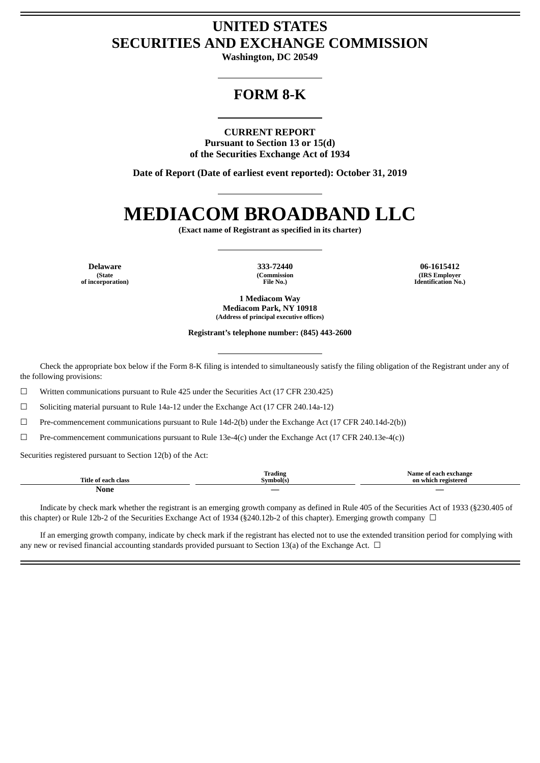# UNITED STATES
# SECURITIES AND EXCHANGE COMMISSION

**Washington, DC 20549**

## FORM 8-K

**CURRENT REPORT**
**Pursuant to Section 13 or 15(d)**
**of the Securities Exchange Act of 1934**

**Date of Report (Date of earliest event reported): October 31, 2019**

# MEDIACOM BROADBAND LLC

**(Exact name of Registrant as specified in its charter)**

| **Delaware** | **333-72440** | **06-1615412** |
|---|---|---|
| **(State of incorporation)** | **(Commission File No.)** | **(IRS Employer Identification No.)** |

**1 Mediacom Way**
**Mediacom Park, NY 10918**
**(Address of principal executive offices)**

**Registrant's telephone number: (845) 443-2600**

Check the appropriate box below if the Form 8-K filing is intended to simultaneously satisfy the filing obligation of the Registrant under any of the following provisions:

☐ Written communications pursuant to Rule 425 under the Securities Act (17 CFR 230.425)

☐ Soliciting material pursuant to Rule 14a-12 under the Exchange Act (17 CFR 240.14a-12)

☐ Pre-commencement communications pursuant to Rule 14d-2(b) under the Exchange Act (17 CFR 240.14d-2(b))

☐ Pre-commencement communications pursuant to Rule 13e-4(c) under the Exchange Act (17 CFR 240.13e-4(c))

Securities registered pursuant to Section 12(b) of the Act:

| Title of each class | Trading Symbol(s) | Name of each exchange on which registered |
|---|---|---|
| None | — | — |

Indicate by check mark whether the registrant is an emerging growth company as defined in Rule 405 of the Securities Act of 1933 (§230.405 of this chapter) or Rule 12b-2 of the Securities Exchange Act of 1934 (§240.12b-2 of this chapter). Emerging growth company ☐

If an emerging growth company, indicate by check mark if the registrant has elected not to use the extended transition period for complying with any new or revised financial accounting standards provided pursuant to Section 13(a) of the Exchange Act. ☐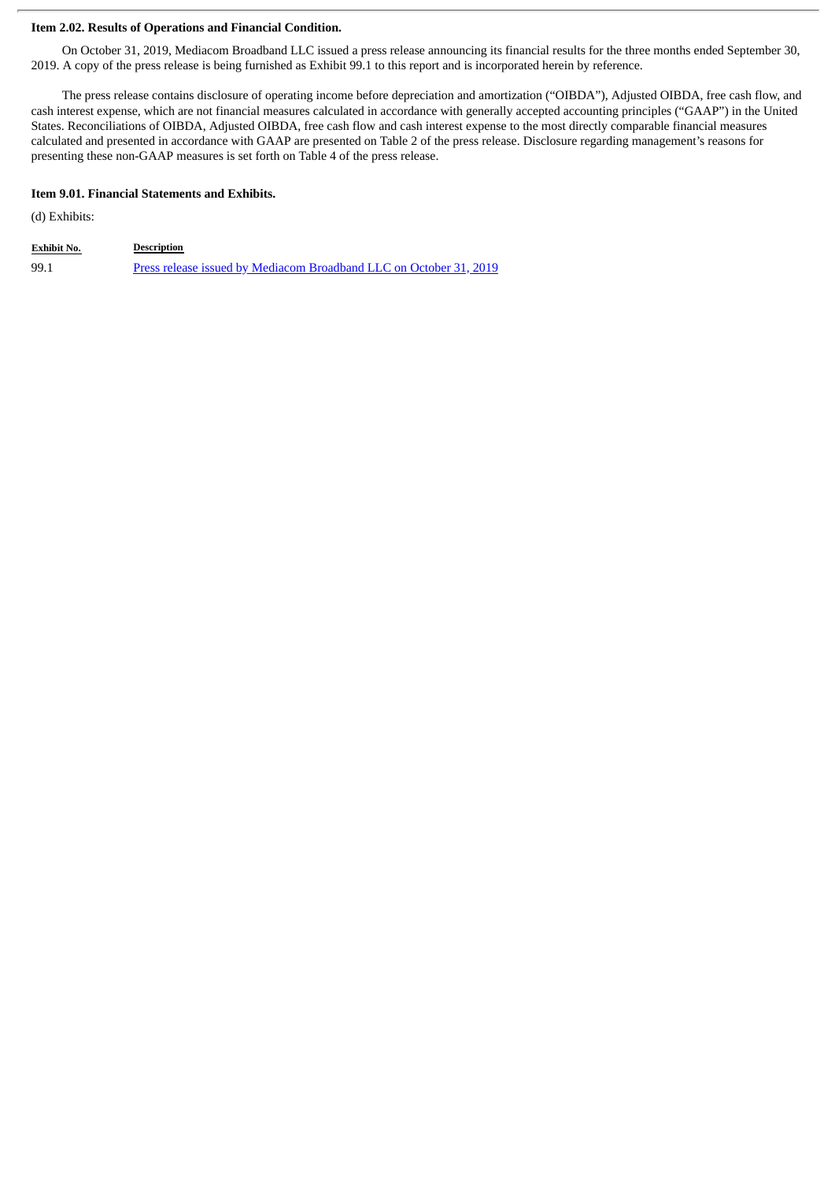**Item 2.02. Results of Operations and Financial Condition.**

On October 31, 2019, Mediacom Broadband LLC issued a press release announcing its financial results for the three months ended September 30, 2019. A copy of the press release is being furnished as Exhibit 99.1 to this report and is incorporated herein by reference.

The press release contains disclosure of operating income before depreciation and amortization ("OIBDA"), Adjusted OIBDA, free cash flow, and cash interest expense, which are not financial measures calculated in accordance with generally accepted accounting principles ("GAAP") in the United States. Reconciliations of OIBDA, Adjusted OIBDA, free cash flow and cash interest expense to the most directly comparable financial measures calculated and presented in accordance with GAAP are presented on Table 2 of the press release. Disclosure regarding management's reasons for presenting these non-GAAP measures is set forth on Table 4 of the press release.

**Item 9.01. Financial Statements and Exhibits.**

(d) Exhibits:

| Exhibit No. | Description |
|---|---|
| 99.1 | Press release issued by Mediacom Broadband LLC on October 31, 2019 |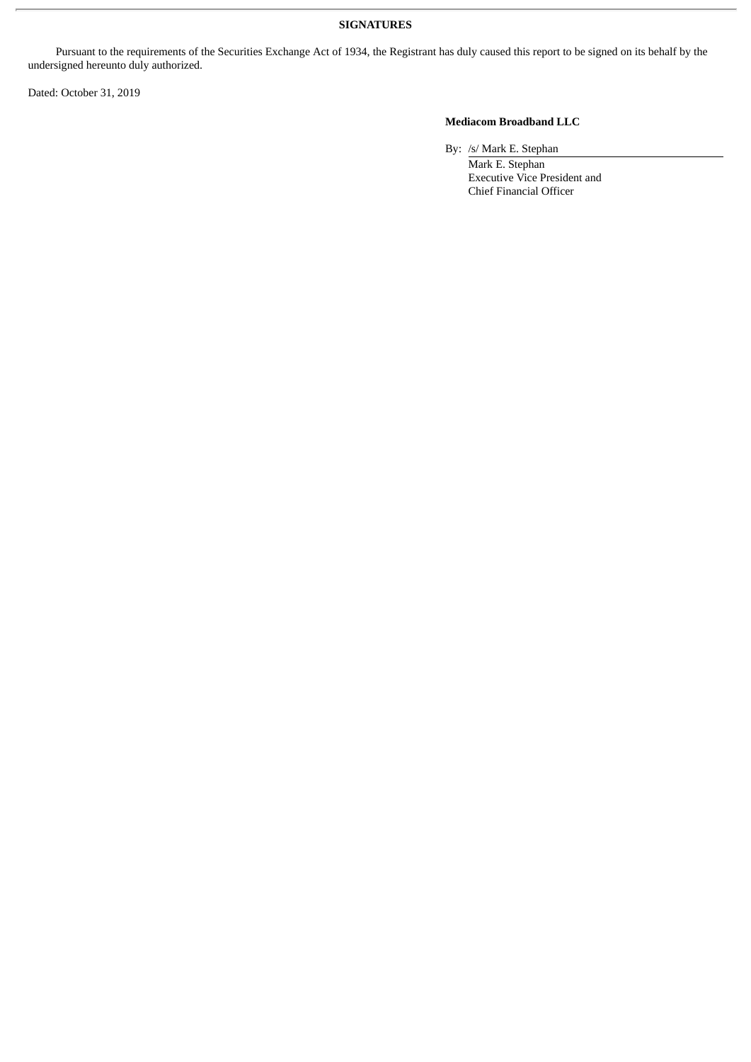**SIGNATURES**

Pursuant to the requirements of the Securities Exchange Act of 1934, the Registrant has duly caused this report to be signed on its behalf by the undersigned hereunto duly authorized.

Dated: October 31, 2019

**Mediacom Broadband LLC**

By: /s/ Mark E. Stephan

Mark E. Stephan
Executive Vice President and
Chief Financial Officer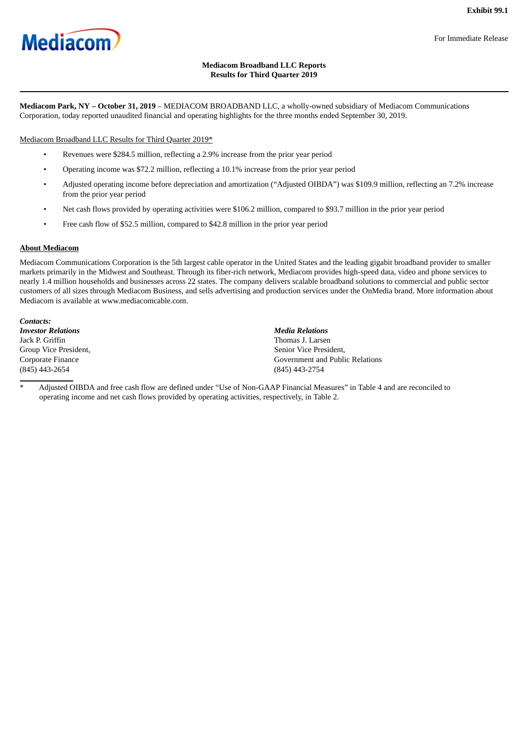Exhibit 99.1

For Immediate Release

**Mediacom Broadband LLC Reports**
**Results for Third Quarter 2019**

---

**Mediacom Park, NY – October 31, 2019** – MEDIACOM BROADBAND LLC, a wholly-owned subsidiary of Mediacom Communications Corporation, today reported unaudited financial and operating highlights for the three months ended September 30, 2019.

Mediacom Broadband LLC Results for Third Quarter 2019*

- Revenues were $284.5 million, reflecting a 2.9% increase from the prior year period
- Operating income was $72.2 million, reflecting a 10.1% increase from the prior year period
- Adjusted operating income before depreciation and amortization ("Adjusted OIBDA") was $109.9 million, reflecting an 7.2% increase from the prior year period
- Net cash flows provided by operating activities were $106.2 million, compared to $93.7 million in the prior year period
- Free cash flow of $52.5 million, compared to $42.8 million in the prior year period

**About Mediacom**

Mediacom Communications Corporation is the 5th largest cable operator in the United States and the leading gigabit broadband provider to smaller markets primarily in the Midwest and Southeast. Through its fiber-rich network, Mediacom provides high-speed data, video and phone services to nearly 1.4 million households and businesses across 22 states. The company delivers scalable broadband solutions to commercial and public sector customers of all sizes through Mediacom Business, and sells advertising and production services under the OnMedia brand. More information about Mediacom is available at www.mediacomcable.com.

***Contacts:***

***Investor Relations***
Jack P. Griffin
Group Vice President,
Corporate Finance
(845) 443-2654

***Media Relations***
Thomas J. Larsen
Senior Vice President,
Government and Public Relations
(845) 443-2754

\* Adjusted OIBDA and free cash flow are defined under "Use of Non-GAAP Financial Measures" in Table 4 and are reconciled to operating income and net cash flows provided by operating activities, respectively, in Table 2.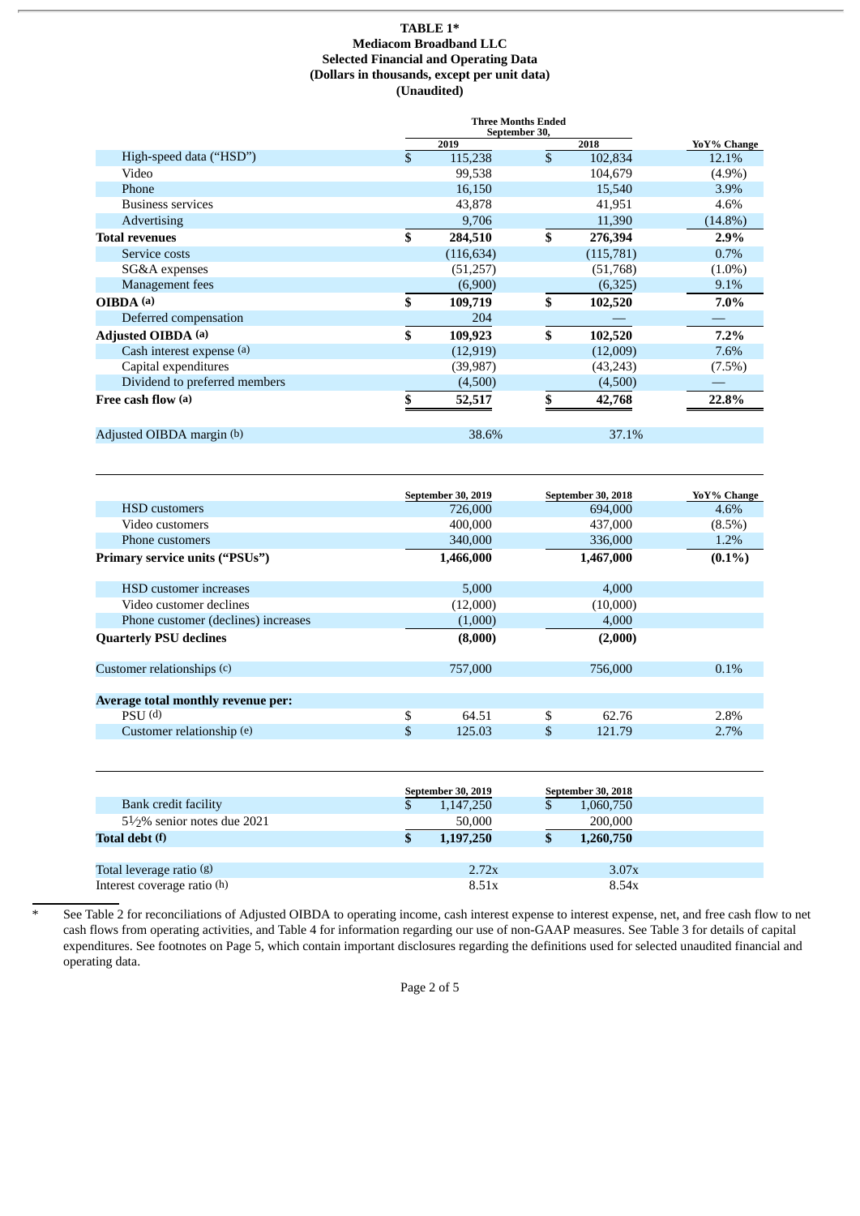**TABLE 1***
**Mediacom Broadband LLC**
**Selected Financial and Operating Data**
**(Dollars in thousands, except per unit data)**
**(Unaudited)**

| | Three Months Ended September 30, 2019 | Three Months Ended September 30, 2018 | YoY% Change |
|---|---|---|---|
| High-speed data ("HSD") | $ 115,238 | $ 102,834 | 12.1% |
| Video | 99,538 | 104,679 | (4.9%) |
| Phone | 16,150 | 15,540 | 3.9% |
| Business services | 43,878 | 41,951 | 4.6% |
| Advertising | 9,706 | 11,390 | (14.8%) |
| **Total revenues** | **$ 284,510** | **$ 276,394** | **2.9%** |
| Service costs | (116,634) | (115,781) | 0.7% |
| SG&A expenses | (51,257) | (51,768) | (1.0%) |
| Management fees | (6,900) | (6,325) | 9.1% |
| **OIBDA (a)** | **$ 109,719** | **$ 102,520** | **7.0%** |
| Deferred compensation | 204 | — | — |
| **Adjusted OIBDA (a)** | **$ 109,923** | **$ 102,520** | **7.2%** |
| Cash interest expense (a) | (12,919) | (12,009) | 7.6% |
| Capital expenditures | (39,987) | (43,243) | (7.5%) |
| Dividend to preferred members | (4,500) | (4,500) | — |
| **Free cash flow (a)** | **$ 52,517** | **$ 42,768** | **22.8%** |
| | | | |
| Adjusted OIBDA margin (b) | 38.6% | 37.1% | |

| | September 30, 2019 | September 30, 2018 | YoY% Change |
|---|---|---|---|
| HSD customers | 726,000 | 694,000 | 4.6% |
| Video customers | 400,000 | 437,000 | (8.5%) |
| Phone customers | 340,000 | 336,000 | 1.2% |
| **Primary service units ("PSUs")** | **1,466,000** | **1,467,000** | **(0.1%)** |
| | | | |
| HSD customer increases | 5,000 | 4,000 | |
| Video customer declines | (12,000) | (10,000) | |
| Phone customer (declines) increases | (1,000) | 4,000 | |
| **Quarterly PSU declines** | **(8,000)** | **(2,000)** | |
| | | | |
| Customer relationships (c) | 757,000 | 756,000 | 0.1% |
| | | | |
| **Average total monthly revenue per:** | | | |
| PSU (d) | $ 64.51 | $ 62.76 | 2.8% |
| Customer relationship (e) | $ 125.03 | $ 121.79 | 2.7% |

| | September 30, 2019 | September 30, 2018 |
|---|---|---|
| Bank credit facility | $ 1,147,250 | $ 1,060,750 |
| 5½% senior notes due 2021 | 50,000 | 200,000 |
| **Total debt (f)** | **$ 1,197,250** | **$ 1,260,750** |
| | | |
| Total leverage ratio (g) | 2.72x | 3.07x |
| Interest coverage ratio (h) | 8.51x | 8.54x |

\* See Table 2 for reconciliations of Adjusted OIBDA to operating income, cash interest expense to interest expense, net, and free cash flow to net cash flows from operating activities, and Table 4 for information regarding our use of non-GAAP measures. See Table 3 for details of capital expenditures. See footnotes on Page 5, which contain important disclosures regarding the definitions used for selected unaudited financial and operating data.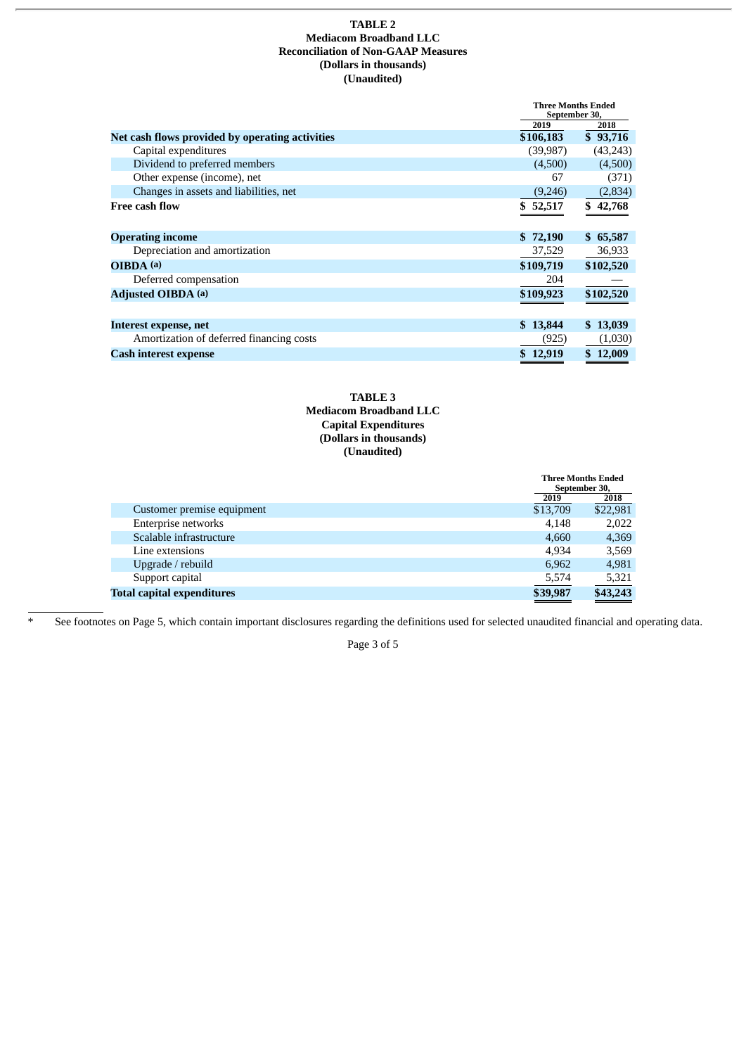**TABLE 2**
**Mediacom Broadband LLC**
**Reconciliation of Non-GAAP Measures**
**(Dollars in thousands)**
**(Unaudited)**

| | Three Months Ended September 30, | |
|---|---|---|
| | 2019 | 2018 |
| **Net cash flows provided by operating activities** | **$106,183** | **$ 93,716** |
| Capital expenditures | (39,987) | (43,243) |
| Dividend to preferred members | (4,500) | (4,500) |
| Other expense (income), net | 67 | (371) |
| Changes in assets and liabilities, net | (9,246) | (2,834) |
| **Free cash flow** | **$ 52,517** | **$ 42,768** |
| | | |
| **Operating income** | **$ 72,190** | **$ 65,587** |
| Depreciation and amortization | 37,529 | 36,933 |
| **OIBDA (a)** | **$109,719** | **$102,520** |
| Deferred compensation | 204 | — |
| **Adjusted OIBDA (a)** | **$109,923** | **$102,520** |
| | | |
| **Interest expense, net** | **$ 13,844** | **$ 13,039** |
| Amortization of deferred financing costs | (925) | (1,030) |
| **Cash interest expense** | **$ 12,919** | **$ 12,009** |

**TABLE 3**
**Mediacom Broadband LLC**
**Capital Expenditures**
**(Dollars in thousands)**
**(Unaudited)**

| | Three Months Ended September 30, | |
|---|---|---|
| | 2019 | 2018 |
| Customer premise equipment | $13,709 | $22,981 |
| Enterprise networks | 4,148 | 2,022 |
| Scalable infrastructure | 4,660 | 4,369 |
| Line extensions | 4,934 | 3,569 |
| Upgrade / rebuild | 6,962 | 4,981 |
| Support capital | 5,574 | 5,321 |
| **Total capital expenditures** | **$39,987** | **$43,243** |

\* See footnotes on Page 5, which contain important disclosures regarding the definitions used for selected unaudited financial and operating data.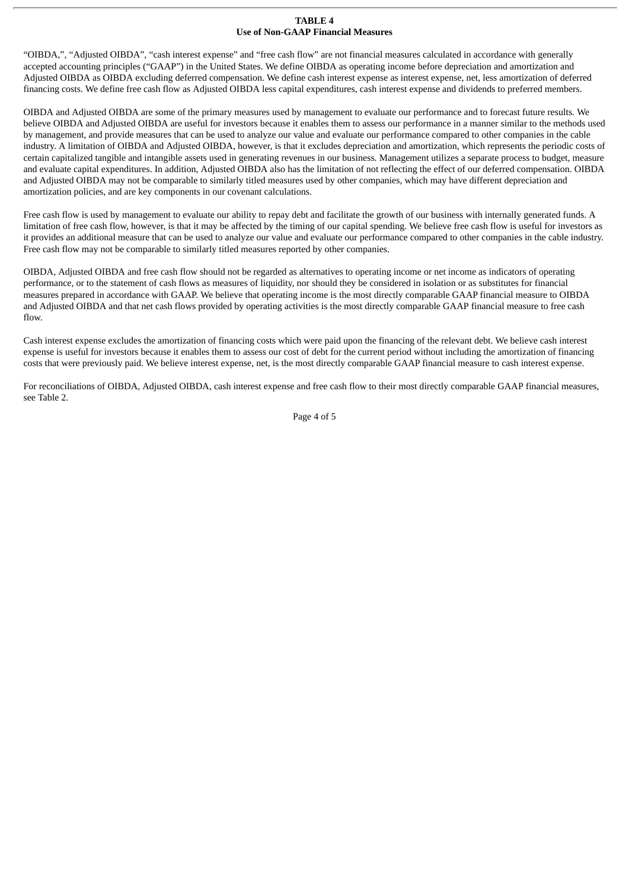**TABLE 4**
**Use of Non-GAAP Financial Measures**

"OIBDA,", "Adjusted OIBDA", "cash interest expense" and "free cash flow" are not financial measures calculated in accordance with generally accepted accounting principles ("GAAP") in the United States. We define OIBDA as operating income before depreciation and amortization and Adjusted OIBDA as OIBDA excluding deferred compensation. We define cash interest expense as interest expense, net, less amortization of deferred financing costs. We define free cash flow as Adjusted OIBDA less capital expenditures, cash interest expense and dividends to preferred members.

OIBDA and Adjusted OIBDA are some of the primary measures used by management to evaluate our performance and to forecast future results. We believe OIBDA and Adjusted OIBDA are useful for investors because it enables them to assess our performance in a manner similar to the methods used by management, and provide measures that can be used to analyze our value and evaluate our performance compared to other companies in the cable industry. A limitation of OIBDA and Adjusted OIBDA, however, is that it excludes depreciation and amortization, which represents the periodic costs of certain capitalized tangible and intangible assets used in generating revenues in our business. Management utilizes a separate process to budget, measure and evaluate capital expenditures. In addition, Adjusted OIBDA also has the limitation of not reflecting the effect of our deferred compensation. OIBDA and Adjusted OIBDA may not be comparable to similarly titled measures used by other companies, which may have different depreciation and amortization policies, and are key components in our covenant calculations.

Free cash flow is used by management to evaluate our ability to repay debt and facilitate the growth of our business with internally generated funds. A limitation of free cash flow, however, is that it may be affected by the timing of our capital spending. We believe free cash flow is useful for investors as it provides an additional measure that can be used to analyze our value and evaluate our performance compared to other companies in the cable industry. Free cash flow may not be comparable to similarly titled measures reported by other companies.

OIBDA, Adjusted OIBDA and free cash flow should not be regarded as alternatives to operating income or net income as indicators of operating performance, or to the statement of cash flows as measures of liquidity, nor should they be considered in isolation or as substitutes for financial measures prepared in accordance with GAAP. We believe that operating income is the most directly comparable GAAP financial measure to OIBDA and Adjusted OIBDA and that net cash flows provided by operating activities is the most directly comparable GAAP financial measure to free cash flow.

Cash interest expense excludes the amortization of financing costs which were paid upon the financing of the relevant debt. We believe cash interest expense is useful for investors because it enables them to assess our cost of debt for the current period without including the amortization of financing costs that were previously paid. We believe interest expense, net, is the most directly comparable GAAP financial measure to cash interest expense.

For reconciliations of OIBDA, Adjusted OIBDA, cash interest expense and free cash flow to their most directly comparable GAAP financial measures, see Table 2.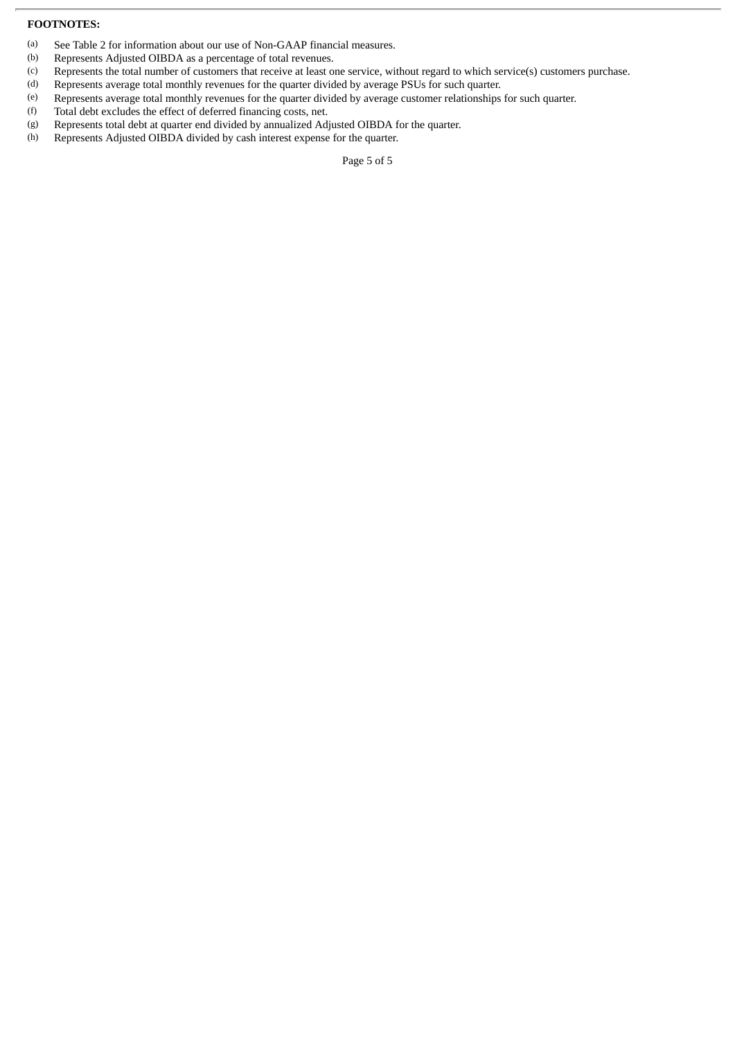**FOOTNOTES:**

(a) See Table 2 for information about our use of Non-GAAP financial measures.
(b) Represents Adjusted OIBDA as a percentage of total revenues.
(c) Represents the total number of customers that receive at least one service, without regard to which service(s) customers purchase.
(d) Represents average total monthly revenues for the quarter divided by average PSUs for such quarter.
(e) Represents average total monthly revenues for the quarter divided by average customer relationships for such quarter.
(f) Total debt excludes the effect of deferred financing costs, net.
(g) Represents total debt at quarter end divided by annualized Adjusted OIBDA for the quarter.
(h) Represents Adjusted OIBDA divided by cash interest expense for the quarter.